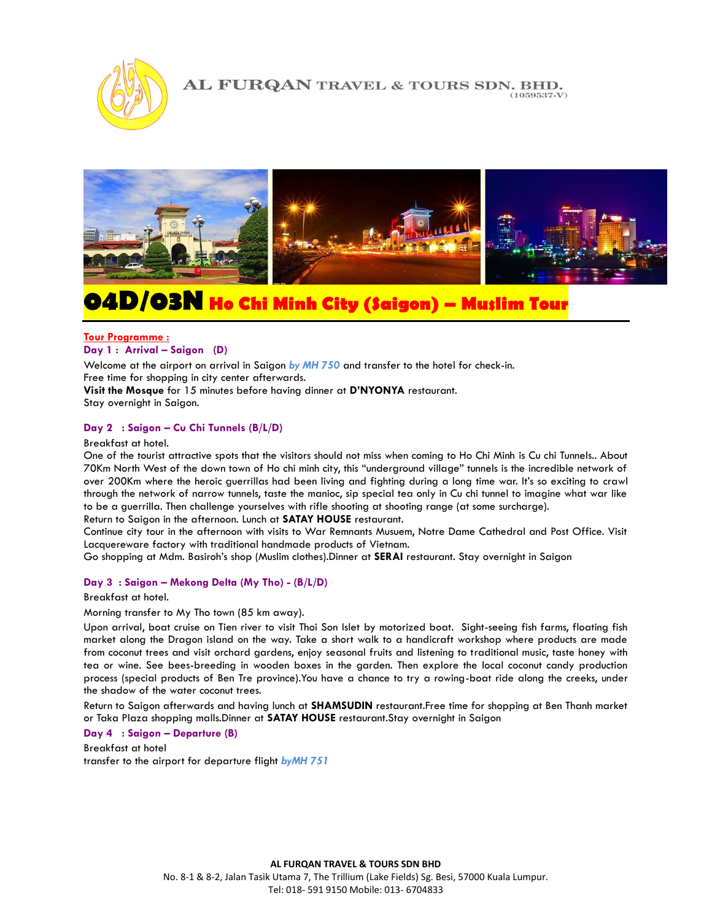# AL FURQAN TRAVEL & TOURS SDN. BHD.

(1059537-V)

# 04D/03N Ho Chi Minh City (Saigon) – Muslim Tour

**Tour Programme :**

### Day 1 : Arrival – Saigon (D)

Welcome at the airport on arrival in Saigon *by MH 750* and transfer to the hotel for check-in.
Free time for shopping in city center afterwards.
**Visit the Mosque** for 15 minutes before having dinner at **D'NYONYA** restaurant.
Stay overnight in Saigon.

### Day 2 : Saigon – Cu Chi Tunnels (B/L/D)

Breakfast at hotel.
One of the tourist attractive spots that the visitors should not miss when coming to Ho Chi Minh is Cu chi Tunnels.. About 70Km North West of the down town of Ho chi minh city, this "underground village" tunnels is the incredible network of over 200Km where the heroic guerrillas had been living and fighting during a long time war. It's so exciting to crawl through the network of narrow tunnels, taste the manioc, sip special tea only in Cu chi tunnel to imagine what war like to be a guerrilla. Then challenge yourselves with rifle shooting at shooting range (at some surcharge).
Return to Saigon in the afternoon. Lunch at **SATAY HOUSE** restaurant.
Continue city tour in the afternoon with visits to War Remnants Musuem, Notre Dame Cathedral and Post Office. Visit Lacquereware factory with traditional handmade products of Vietnam.
Go shopping at Mdm. Basiroh's shop (Muslim clothes).Dinner at **SERAI** restaurant. Stay overnight in Saigon

### Day 3 : Saigon – Mekong Delta (My Tho) - (B/L/D)

Breakfast at hotel.

Morning transfer to My Tho town (85 km away).

Upon arrival, boat cruise on Tien river to visit Thoi Son Islet by motorized boat. Sight-seeing fish farms, floating fish market along the Dragon island on the way. Take a short walk to a handicraft workshop where products are made from coconut trees and visit orchard gardens, enjoy seasonal fruits and listening to traditional music, taste honey with tea or wine. See bees-breeding in wooden boxes in the garden. Then explore the local coconut candy production process (special products of Ben Tre province).You have a chance to try a rowing-boat ride along the creeks, under the shadow of the water coconut trees.

Return to Saigon afterwards and having lunch at **SHAMSUDIN** restaurant.Free time for shopping at Ben Thanh market or Taka Plaza shopping malls.Dinner at **SATAY HOUSE** restaurant.Stay overnight in Saigon

### Day 4 : Saigon – Departure (B)

Breakfast at hotel
transfer to the airport for departure flight *byMH 751*

**AL FURQAN TRAVEL & TOURS SDN BHD**
No. 8-1 & 8-2, Jalan Tasik Utama 7, The Trillium (Lake Fields) Sg. Besi, 57000 Kuala Lumpur.
Tel: 018- 591 9150 Mobile: 013- 6704833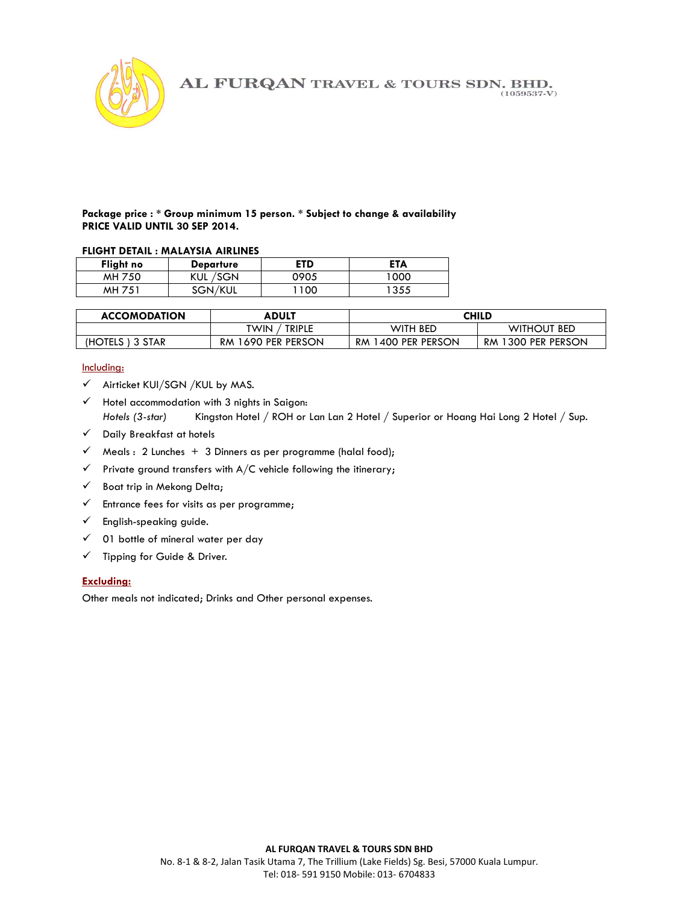# AL FURQAN TRAVEL & TOURS SDN. BHD.

(1059537-V)

**Package price : * Group minimum 15 person. * Subject to change & availability**
**PRICE VALID UNTIL 30 SEP 2014.**

**FLIGHT DETAIL : MALAYSIA AIRLINES**

| Flight no | Departure | ETD | ETA |
|---|---|---|---|
| MH 750 | KUL /SGN | 0905 | 1000 |
| MH 751 | SGN/KUL | 1100 | 1355 |

| ACCOMODATION | ADULT | CHILD | |
|---|---|---|---|
| | TWIN / TRIPLE | WITH BED | WITHOUT BED |
| (HOTELS ) 3 STAR | RM 1690 PER PERSON | RM 1400 PER PERSON | RM 1300 PER PERSON |

Including:

- ✓ Airticket KUl/SGN /KUL by MAS.
- ✓ Hotel accommodation with 3 nights in Saigon:
  *Hotels (3-star)* Kingston Hotel / ROH or Lan Lan 2 Hotel / Superior or Hoang Hai Long 2 Hotel / Sup.
- ✓ Daily Breakfast at hotels
- ✓ Meals : 2 Lunches + 3 Dinners as per programme (halal food);
- ✓ Private ground transfers with A/C vehicle following the itinerary;
- ✓ Boat trip in Mekong Delta;
- ✓ Entrance fees for visits as per programme;
- ✓ English-speaking guide.
- ✓ 01 bottle of mineral water per day
- ✓ Tipping for Guide & Driver.

**Excluding:**

Other meals not indicated; Drinks and Other personal expenses.

**AL FURQAN TRAVEL & TOURS SDN BHD**
No. 8-1 & 8-2, Jalan Tasik Utama 7, The Trillium (Lake Fields) Sg. Besi, 57000 Kuala Lumpur.
Tel: 018- 591 9150 Mobile: 013- 6704833